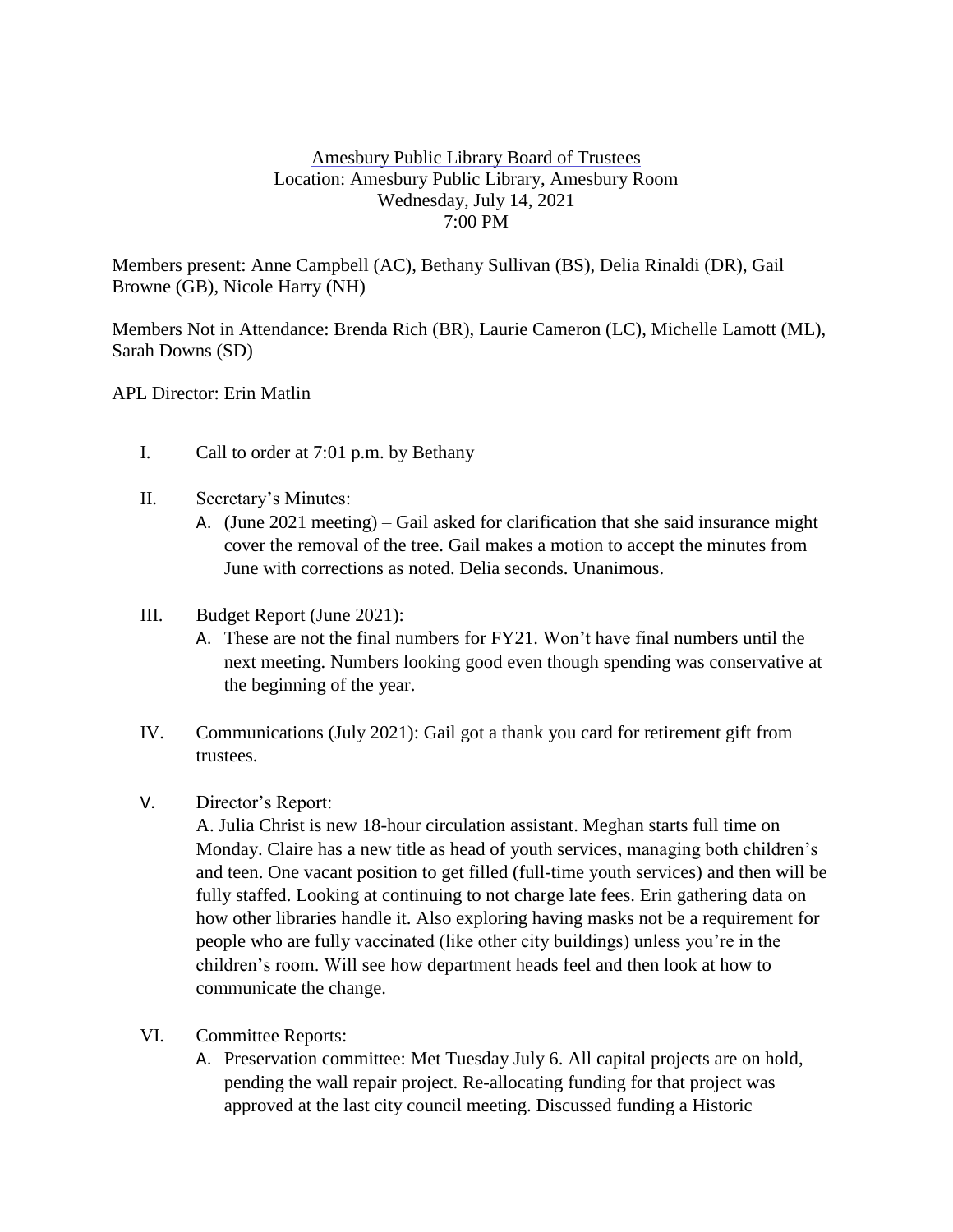Amesbury Public Library Board of Trustees
Location: Amesbury Public Library, Amesbury Room
Wednesday, July 14, 2021
7:00 PM

Members present: Anne Campbell (AC), Bethany Sullivan (BS), Delia Rinaldi (DR), Gail Browne (GB), Nicole Harry (NH)

Members Not in Attendance: Brenda Rich (BR), Laurie Cameron (LC), Michelle Lamott (ML), Sarah Downs (SD)

APL Director: Erin Matlin

I. Call to order at 7:01 p.m. by Bethany

II. Secretary's Minutes:
   A. (June 2021 meeting) – Gail asked for clarification that she said insurance might cover the removal of the tree. Gail makes a motion to accept the minutes from June with corrections as noted. Delia seconds. Unanimous.

III. Budget Report (June 2021):
   A. These are not the final numbers for FY21. Won't have final numbers until the next meeting. Numbers looking good even though spending was conservative at the beginning of the year.

IV. Communications (July 2021): Gail got a thank you card for retirement gift from trustees.

V. Director's Report:
   A. Julia Christ is new 18-hour circulation assistant. Meghan starts full time on Monday. Claire has a new title as head of youth services, managing both children's and teen. One vacant position to get filled (full-time youth services) and then will be fully staffed. Looking at continuing to not charge late fees. Erin gathering data on how other libraries handle it. Also exploring having masks not be a requirement for people who are fully vaccinated (like other city buildings) unless you're in the children's room. Will see how department heads feel and then look at how to communicate the change.

VI. Committee Reports:
   A. Preservation committee: Met Tuesday July 6. All capital projects are on hold, pending the wall repair project. Re-allocating funding for that project was approved at the last city council meeting. Discussed funding a Historic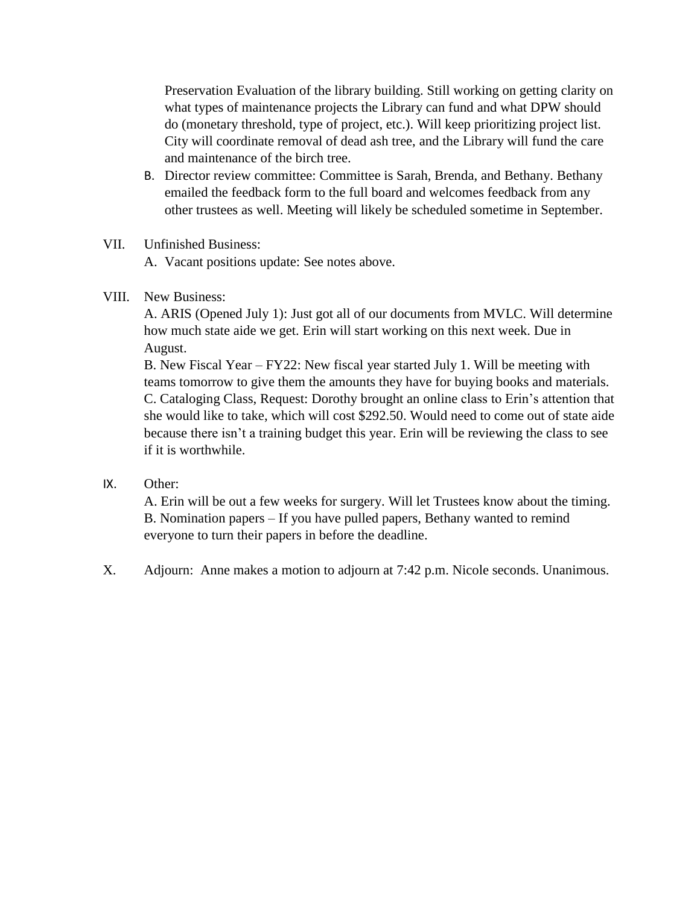Preservation Evaluation of the library building. Still working on getting clarity on what types of maintenance projects the Library can fund and what DPW should do (monetary threshold, type of project, etc.). Will keep prioritizing project list. City will coordinate removal of dead ash tree, and the Library will fund the care and maintenance of the birch tree.

B. Director review committee: Committee is Sarah, Brenda, and Bethany. Bethany emailed the feedback form to the full board and welcomes feedback from any other trustees as well. Meeting will likely be scheduled sometime in September.

VII. Unfinished Business:

A. Vacant positions update: See notes above.

VIII. New Business:

A. ARIS (Opened July 1): Just got all of our documents from MVLC. Will determine how much state aide we get. Erin will start working on this next week. Due in August.

B. New Fiscal Year – FY22: New fiscal year started July 1. Will be meeting with teams tomorrow to give them the amounts they have for buying books and materials.

C. Cataloging Class, Request: Dorothy brought an online class to Erin's attention that she would like to take, which will cost $292.50. Would need to come out of state aide because there isn't a training budget this year. Erin will be reviewing the class to see if it is worthwhile.

IX. Other:

A. Erin will be out a few weeks for surgery. Will let Trustees know about the timing.

B. Nomination papers – If you have pulled papers, Bethany wanted to remind everyone to turn their papers in before the deadline.

X. Adjourn: Anne makes a motion to adjourn at 7:42 p.m. Nicole seconds. Unanimous.